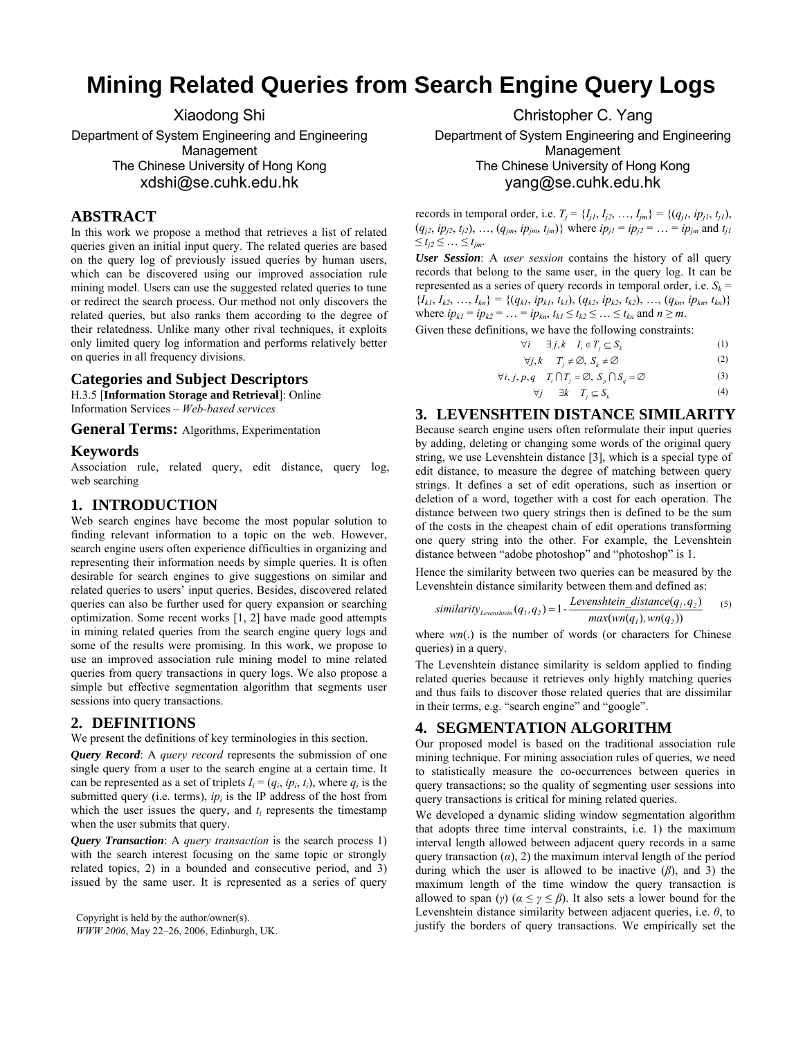# Mining Related Queries from Search Engine Query Logs

Xiaodong Shi
Department of System Engineering and Engineering Management
The Chinese University of Hong Kong
xdshi@se.cuhk.edu.hk

Christopher C. Yang
Department of System Engineering and Engineering Management
The Chinese University of Hong Kong
yang@se.cuhk.edu.hk

## ABSTRACT

In this work we propose a method that retrieves a list of related queries given an initial input query. The related queries are based on the query log of previously issued queries by human users, which can be discovered using our improved association rule mining model. Users can use the suggested related queries to tune or redirect the search process. Our method not only discovers the related queries, but also ranks them according to the degree of their relatedness. Unlike many other rival techniques, it exploits only limited query log information and performs relatively better on queries in all frequency divisions.

## Categories and Subject Descriptors

H.3.5 [**Information Storage and Retrieval**]: Online Information Services – *Web-based services*

## General Terms: 

Algorithms, Experimentation

## Keywords

Association rule, related query, edit distance, query log, web searching

## 1. INTRODUCTION

Web search engines have become the most popular solution to finding relevant information to a topic on the web. However, search engine users often experience difficulties in organizing and representing their information needs by simple queries. It is often desirable for search engines to give suggestions on similar and related queries to users' input queries. Besides, discovered related queries can also be further used for query expansion or searching optimization. Some recent works [1, 2] have made good attempts in mining related queries from the search engine query logs and some of the results were promising. In this work, we propose to use an improved association rule mining model to mine related queries from query transactions in query logs. We also propose a simple but effective segmentation algorithm that segments user sessions into query transactions.

## 2. DEFINITIONS

We present the definitions of key terminologies in this section.

***Query Record***: A *query record* represents the submission of one single query from a user to the search engine at a certain time. It can be represented as a set of triplets $I_i = (q_i, ip_i, t_i)$, where $q_i$ is the submitted query (i.e. terms), $ip_i$ is the IP address of the host from which the user issues the query, and $t_i$ represents the timestamp when the user submits that query.

***Query Transaction***: A *query transaction* is the search process 1) with the search interest focusing on the same topic or strongly related topics, 2) in a bounded and consecutive period, and 3) issued by the same user. It is represented as a series of query records in temporal order, i.e. $T_j = \{I_{j1}, I_{j2}, \ldots, I_{jm}\} = \{(q_{j1}, ip_{j1}, t_{j1}), (q_{j2}, ip_{j2}, t_{j2}), \ldots, (q_{jm}, ip_{jm}, t_{jm})\}$ where $ip_{j1} = ip_{j2} = \ldots = ip_{jm}$ and $t_{j1} \le t_{j2} \le \ldots \le t_{jm}$.

***User Session***: A *user session* contains the history of all query records that belong to the same user, in the query log. It can be represented as a series of query records in temporal order, i.e. $S_k = \{I_{k1}, I_{k2}, \ldots, I_{kn}\} = \{(q_{k1}, ip_{k1}, t_{k1}), (q_{k2}, ip_{k2}, t_{k2}), \ldots, (q_{kn}, ip_{kn}, t_{kn})\}$ where $ip_{k1} = ip_{k2} = \ldots = ip_{kn}$, $t_{k1} \le t_{k2} \le \ldots \le t_{kn}$ and $n \ge m$.

Given these definitions, we have the following constraints:

$$\forall i \quad \exists j,k \quad I_i \in T_j \subseteq S_k \tag{1}$$

$$\forall j,k \quad T_j \neq \varnothing,\ S_k \neq \varnothing \tag{2}$$

$$\forall i,j,p,q \quad T_i \cap T_j = \varnothing,\ S_p \cap S_q = \varnothing \tag{3}$$

$$\forall j \quad \exists k \quad T_j \subseteq S_k \tag{4}$$

## 3. LEVENSHTEIN DISTANCE SIMILARITY

Because search engine users often reformulate their input queries by adding, deleting or changing some words of the original query string, we use Levenshtein distance [3], which is a special type of edit distance, to measure the degree of matching between query strings. It defines a set of edit operations, such as insertion or deletion of a word, together with a cost for each operation. The distance between two query strings then is defined to be the sum of the costs in the cheapest chain of edit operations transforming one query string into the other. For example, the Levenshtein distance between "adobe photoshop" and "photoshop" is 1.

Hence the similarity between two queries can be measured by the Levenshtein distance similarity between them and defined as:

$$similarity_{Levenshtein}(q_1, q_2) = 1 - \frac{Levenshtein\_distance(q_1, q_2)}{max(wn(q_1), wn(q_2))} \tag{5}$$

where $wn(.)$ is the number of words (or characters for Chinese queries) in a query.

The Levenshtein distance similarity is seldom applied to finding related queries because it retrieves only highly matching queries and thus fails to discover those related queries that are dissimilar in their terms, e.g. "search engine" and "google".

## 4. SEGMENTATION ALGORITHM

Our proposed model is based on the traditional association rule mining technique. For mining association rules of queries, we need to statistically measure the co-occurrences between queries in query transactions; so the quality of segmenting user sessions into query transactions is critical for mining related queries.

We developed a dynamic sliding window segmentation algorithm that adopts three time interval constraints, i.e. 1) the maximum interval length allowed between adjacent query records in a same query transaction ($\alpha$), 2) the maximum interval length of the period during which the user is allowed to be inactive ($\beta$), and 3) the maximum length of the time window the query transaction is allowed to span ($\gamma$) ($\alpha \le \gamma \le \beta$). It also sets a lower bound for the Levenshtein distance similarity between adjacent queries, i.e. $\theta$, to justify the borders of query transactions. We empirically set the

Copyright is held by the author/owner(s).
*WWW 2006*, May 22–26, 2006, Edinburgh, UK.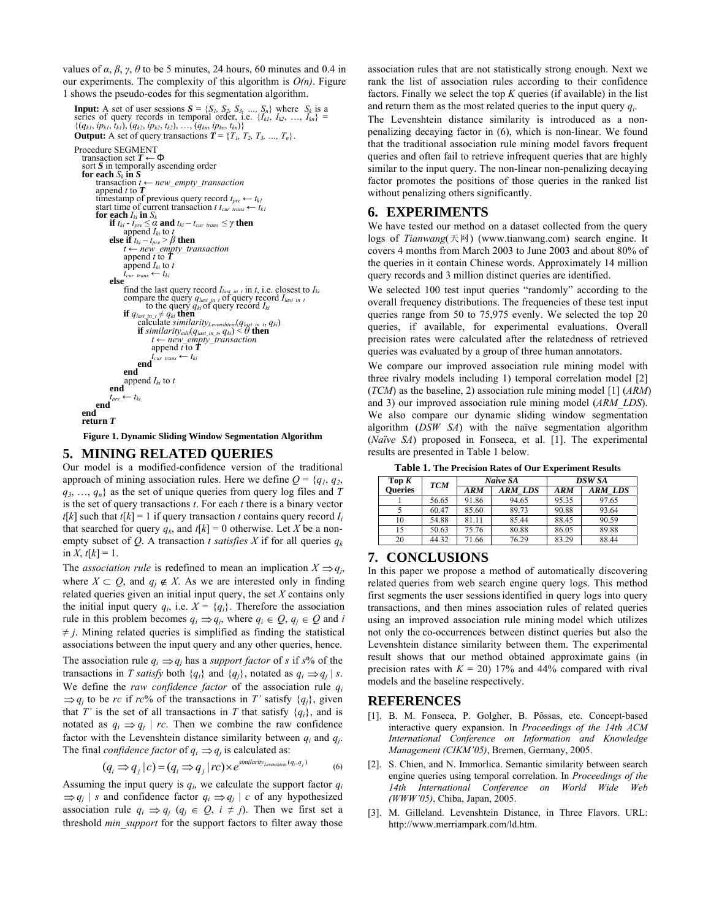values of $\alpha$, $\beta$, $\gamma$, $\theta$ to be 5 minutes, 24 hours, 60 minutes and 0.4 in our experiments. The complexity of this algorithm is $O(n)$. Figure 1 shows the pseudo-codes for this segmentation algorithm.

**Input:** A set of user sessions $\boldsymbol{S} = \{S_1, S_2, S_3, \ldots, S_n\}$ where $S_k$ is a series of query records in temporal order, i.e. $\{I_{k1}, I_{k2}, \ldots, I_{kn}\} = \{(q_{k1}, ip_{k1}, t_{k1}), (q_{k2}, ip_{k2}, t_{k2}), \ldots, (q_{kn}, ip_{kn}, t_{kn})\}$
**Output:** A set of query transactions $\boldsymbol{T} = \{T_1, T_2, T_3, \ldots, T_n\}$.

```
Procedure SEGMENT
  transaction set T ← Φ
  sort S in temporally ascending order
  for each S_k in S
      transaction t ← new_empty_transaction
      append t to T
      timestamp of previous query record t_pre ← t_k1
      start time of current transaction t t_cur_trans ← t_k1
      for each I_ki in S_k
          if t_ki - t_pre ≤ α and t_ki – t_cur_trans ≤ γ then
              append I_ki to t
          else if t_ki – t_pre > β then
              t ← new_empty_transaction
              append t to T
              append I_ki to t
              t_cur_trans ← t_ki
          else
              find the last query record I_last_in_t in t, i.e. closest to I_ki
              compare the query q_last_in_t of query record I_last_in_t
                  to the query q_ki of query record I_ki
              if q_last_in_t ≠ q_ki then
                  calculate similarity_Levenshtein(q_last_in_t, q_ki)
                  if similarity_edit(q_last_in_t, q_ki) < θ then
                      t ← new_empty_transaction
                      append t to T
                      t_cur_trans ← t_ki
                  end
              end
              append I_ki to t
          end
          t_pre ← t_ki
      end
  end
  return T
```

**Figure 1. Dynamic Sliding Window Segmentation Algorithm**

## 5. MINING RELATED QUERIES

Our model is a modified-confidence version of the traditional approach of mining association rules. Here we define $Q = \{q_1, q_2, q_3, \ldots, q_n\}$ as the set of unique queries from query log files and $T$ is the set of query transactions $t$. For each $t$ there is a binary vector $t[k]$ such that $t[k] = 1$ if query transaction $t$ contains query record $I_i$ that searched for query $q_k$, and $t[k] = 0$ otherwise. Let $X$ be a non-empty subset of $Q$. A transaction $t$ *satisfies* $X$ if for all queries $q_k$ in $X$, $t[k] = 1$.

The *association rule* is redefined to mean an implication $X \Rightarrow q_j$, where $X \subset Q$, and $q_j \notin X$. As we are interested only in finding related queries given an initial input query, the set $X$ contains only the initial input query $q_i$, i.e. $X = \{q_i\}$. Therefore the association rule in this problem becomes $q_i \Rightarrow q_j$, where $q_i \in Q$, $q_j \in Q$ and $i \neq j$. Mining related queries is simplified as finding the statistical associations between the input query and any other queries, hence.

The association rule $q_i \Rightarrow q_j$ has a *support factor* of $s$ if $s$% of the transactions in $T$ *satisfy* both $\{q_i\}$ and $\{q_j\}$, notated as $q_i \Rightarrow q_j \mid s$. We define the *raw confidence factor* of the association rule $q_i \Rightarrow q_j$ to be $rc$ if $rc$% of the transactions in $T'$ satisfy $\{q_j\}$, given that $T'$ is the set of all transactions in $T$ that satisfy $\{q_i\}$, and is notated as $q_i \Rightarrow q_j \mid rc$. Then we combine the raw confidence factor with the Levenshtein distance similarity between $q_i$ and $q_j$. The final *confidence factor* of $q_i \Rightarrow q_j$ is calculated as:

$$(q_i \Rightarrow q_j \mid c) = (q_i \Rightarrow q_j \mid rc) \times e^{similarity_{Levenshtein}(q_i, q_j)} \tag{6}$$

Assuming the input query is $q_i$, we calculate the support factor $q_i \Rightarrow q_j \mid s$ and confidence factor $q_i \Rightarrow q_j \mid c$ of any hypothesized association rule $q_i \Rightarrow q_j$ ($q_j \in Q$, $i \neq j$). Then we first set a threshold *min_support* for the support factors to filter away those association rules that are not statistically strong enough. Next we rank the list of association rules according to their confidence factors. Finally we select the top $K$ queries (if available) in the list and return them as the most related queries to the input query $q_i$.

The Levenshtein distance similarity is introduced as a non-penalizing decaying factor in (6), which is non-linear. We found that the traditional association rule mining model favors frequent queries and often fail to retrieve infrequent queries that are highly similar to the input query. The non-linear non-penalizing decaying factor promotes the positions of those queries in the ranked list without penalizing others significantly.

## 6. EXPERIMENTS

We have tested our method on a dataset collected from the query logs of *Tianwang*(天网) (www.tianwang.com) search engine. It covers 4 months from March 2003 to June 2003 and about 80% of the queries in it contain Chinese words. Approximately 14 million query records and 3 million distinct queries are identified.

We selected 100 test input queries "randomly" according to the overall frequency distributions. The frequencies of these test input queries range from 50 to 75,975 evenly. We selected the top 20 queries, if available, for experimental evaluations. Overall precision rates were calculated after the relatedness of retrieved queries was evaluated by a group of three human annotators.

We compare our improved association rule mining model with three rivalry models including 1) temporal correlation model [2] (*TCM*) as the baseline, 2) association rule mining model [1] (*ARM*) and 3) our improved association rule mining model (*ARM_LDS*). We also compare our dynamic sliding window segmentation algorithm (*DSW SA*) with the naïve segmentation algorithm (*Naïve SA*) proposed in Fonseca, et al. [1]. The experimental results are presented in Table 1 below.

**Table 1. The Precision Rates of Our Experiment Results**

| Top *K* Queries | *TCM* | *Naive SA* | | *DSW SA* | |
|---|---|---|---|---|---|
| | | *ARM* | *ARM_LDS* | *ARM* | *ARM_LDS* |
| 1 | 56.65 | 91.86 | 94.65 | 95.35 | 97.65 |
| 5 | 60.47 | 85.60 | 89.73 | 90.88 | 93.64 |
| 10 | 54.88 | 81.11 | 85.44 | 88.45 | 90.59 |
| 15 | 50.63 | 75.76 | 80.88 | 86.05 | 89.88 |
| 20 | 44.32 | 71.66 | 76.29 | 83.29 | 88.44 |

## 7. CONCLUSIONS

In this paper we propose a method of automatically discovering related queries from web search engine query logs. This method first segments the user sessions identified in query logs into query transactions, and then mines association rules of related queries using an improved association rule mining model which utilizes not only the co-occurrences between distinct queries but also the Levenshtein distance similarity between them. The experimental result shows that our method obtained approximate gains (in precision rates with $K = 20$) 17% and 44% compared with rival models and the baseline respectively.

## REFERENCES

[1]. B. M. Fonseca, P. Golgher, B. Pôssas, etc. Concept-based interactive query expansion. In *Proceedings of the 14th ACM International Conference on Information and Knowledge Management (CIKM'05)*, Bremen, Germany, 2005.

[2]. S. Chien, and N. Immorlica. Semantic similarity between search engine queries using temporal correlation. In *Proceedings of the 14th International Conference on World Wide Web (WWW'05)*, Chiba, Japan, 2005.

[3]. M. Gilleland. Levenshtein Distance, in Three Flavors. URL: http://www.merriampark.com/ld.htm.